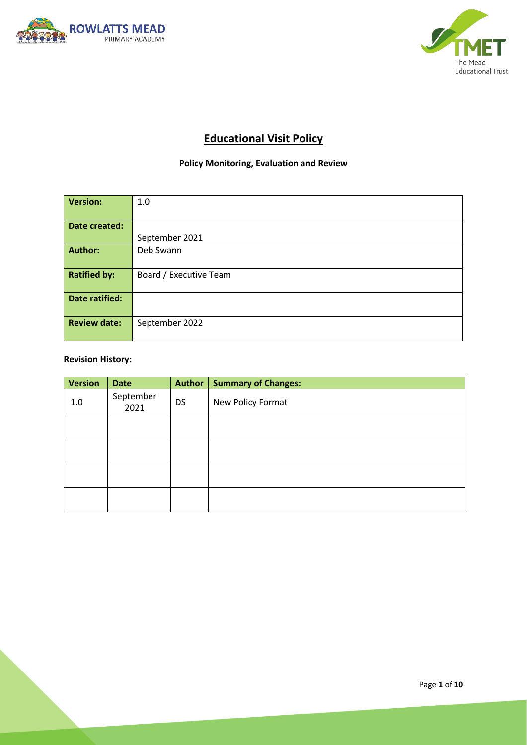# Educational Visit Policy

**Policy Monitoring, Evaluation and Review**

| **Version:** | 1.0 |
|---|---|
| **Date created:** | September 2021 |
| **Author:** | Deb Swann |
| **Ratified by:** | Board / Executive Team |
| **Date ratified:** | |
| **Review date:** | September 2022 |

**Revision History:**

| Version | Date | Author | Summary of Changes: |
|---|---|---|---|
| 1.0 | September 2021 | DS | New Policy Format |
| | | | |
| | | | |
| | | | |
| | | | |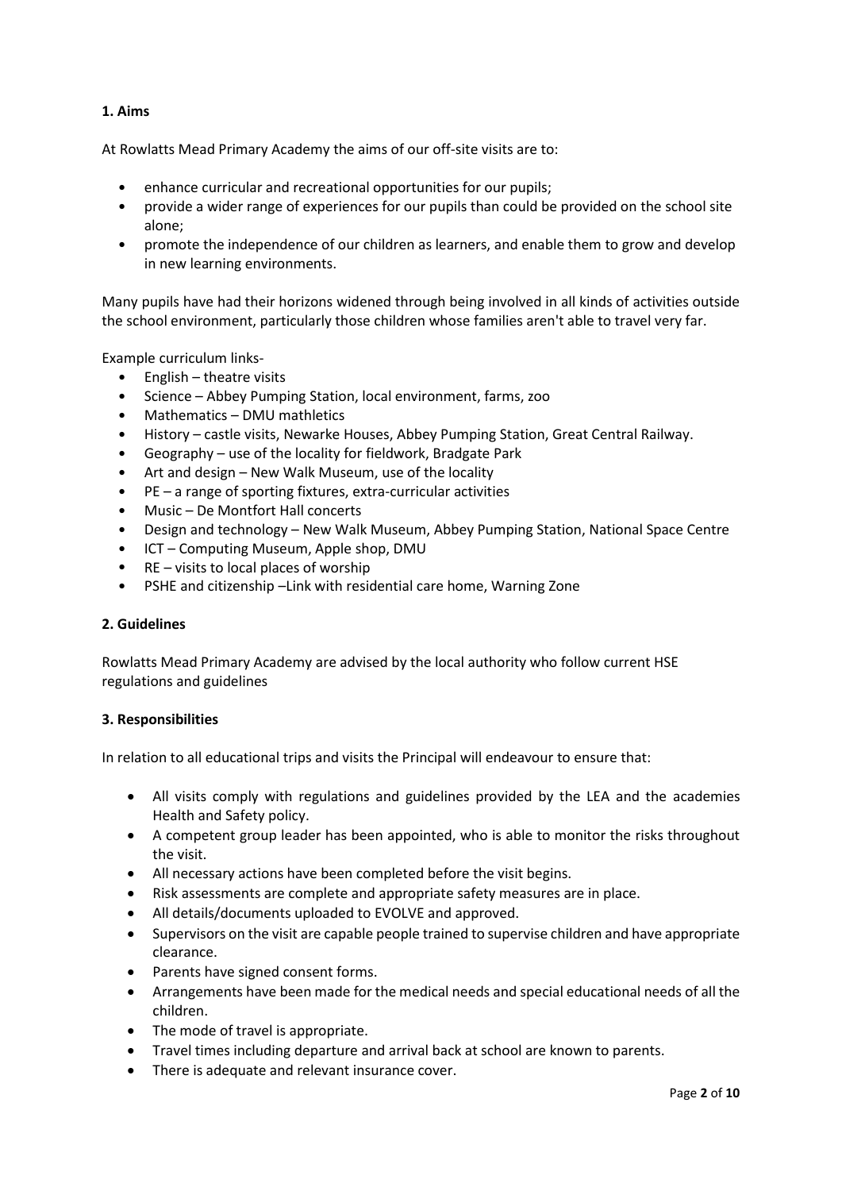## 1. Aims

At Rowlatts Mead Primary Academy the aims of our off-site visits are to:

- enhance curricular and recreational opportunities for our pupils;
- provide a wider range of experiences for our pupils than could be provided on the school site alone;
- promote the independence of our children as learners, and enable them to grow and develop in new learning environments.

Many pupils have had their horizons widened through being involved in all kinds of activities outside the school environment, particularly those children whose families aren't able to travel very far.

Example curriculum links-

- English – theatre visits
- Science – Abbey Pumping Station, local environment, farms, zoo
- Mathematics – DMU mathletics
- History – castle visits, Newarke Houses, Abbey Pumping Station, Great Central Railway.
- Geography – use of the locality for fieldwork, Bradgate Park
- Art and design – New Walk Museum, use of the locality
- PE – a range of sporting fixtures, extra-curricular activities
- Music – De Montfort Hall concerts
- Design and technology – New Walk Museum, Abbey Pumping Station, National Space Centre
- ICT – Computing Museum, Apple shop, DMU
- RE – visits to local places of worship
- PSHE and citizenship –Link with residential care home, Warning Zone

## 2. Guidelines

Rowlatts Mead Primary Academy are advised by the local authority who follow current HSE regulations and guidelines

## 3. Responsibilities

In relation to all educational trips and visits the Principal will endeavour to ensure that:

- All visits comply with regulations and guidelines provided by the LEA and the academies Health and Safety policy.
- A competent group leader has been appointed, who is able to monitor the risks throughout the visit.
- All necessary actions have been completed before the visit begins.
- Risk assessments are complete and appropriate safety measures are in place.
- All details/documents uploaded to EVOLVE and approved.
- Supervisors on the visit are capable people trained to supervise children and have appropriate clearance.
- Parents have signed consent forms.
- Arrangements have been made for the medical needs and special educational needs of all the children.
- The mode of travel is appropriate.
- Travel times including departure and arrival back at school are known to parents.
- There is adequate and relevant insurance cover.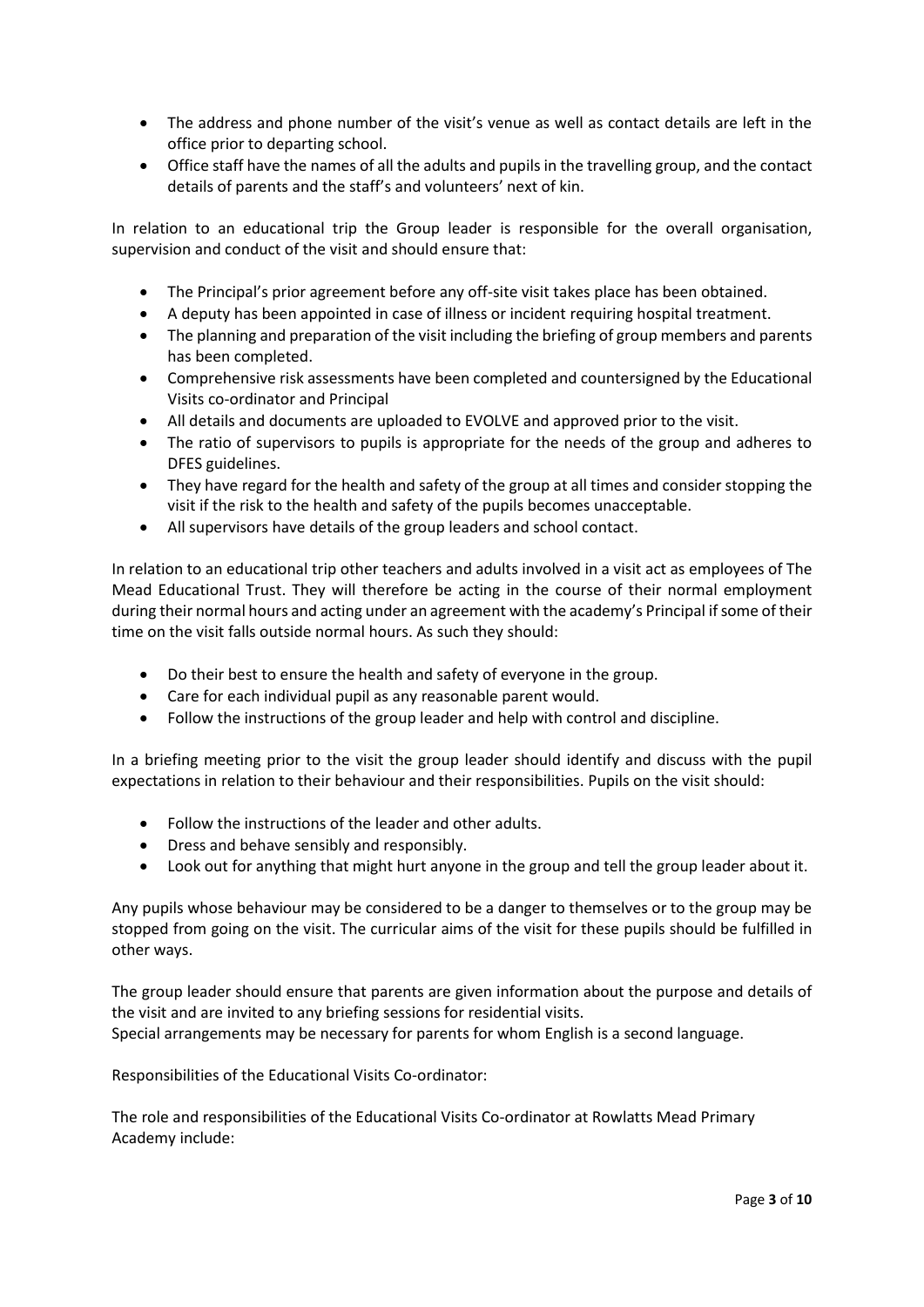- The address and phone number of the visit's venue as well as contact details are left in the office prior to departing school.
- Office staff have the names of all the adults and pupils in the travelling group, and the contact details of parents and the staff's and volunteers' next of kin.

In relation to an educational trip the Group leader is responsible for the overall organisation, supervision and conduct of the visit and should ensure that:

- The Principal's prior agreement before any off-site visit takes place has been obtained.
- A deputy has been appointed in case of illness or incident requiring hospital treatment.
- The planning and preparation of the visit including the briefing of group members and parents has been completed.
- Comprehensive risk assessments have been completed and countersigned by the Educational Visits co-ordinator and Principal
- All details and documents are uploaded to EVOLVE and approved prior to the visit.
- The ratio of supervisors to pupils is appropriate for the needs of the group and adheres to DFES guidelines.
- They have regard for the health and safety of the group at all times and consider stopping the visit if the risk to the health and safety of the pupils becomes unacceptable.
- All supervisors have details of the group leaders and school contact.

In relation to an educational trip other teachers and adults involved in a visit act as employees of The Mead Educational Trust. They will therefore be acting in the course of their normal employment during their normal hours and acting under an agreement with the academy's Principal if some of their time on the visit falls outside normal hours. As such they should:

- Do their best to ensure the health and safety of everyone in the group.
- Care for each individual pupil as any reasonable parent would.
- Follow the instructions of the group leader and help with control and discipline.

In a briefing meeting prior to the visit the group leader should identify and discuss with the pupil expectations in relation to their behaviour and their responsibilities. Pupils on the visit should:

- Follow the instructions of the leader and other adults.
- Dress and behave sensibly and responsibly.
- Look out for anything that might hurt anyone in the group and tell the group leader about it.

Any pupils whose behaviour may be considered to be a danger to themselves or to the group may be stopped from going on the visit. The curricular aims of the visit for these pupils should be fulfilled in other ways.

The group leader should ensure that parents are given information about the purpose and details of the visit and are invited to any briefing sessions for residential visits.
Special arrangements may be necessary for parents for whom English is a second language.

Responsibilities of the Educational Visits Co-ordinator:

The role and responsibilities of the Educational Visits Co-ordinator at Rowlatts Mead Primary Academy include: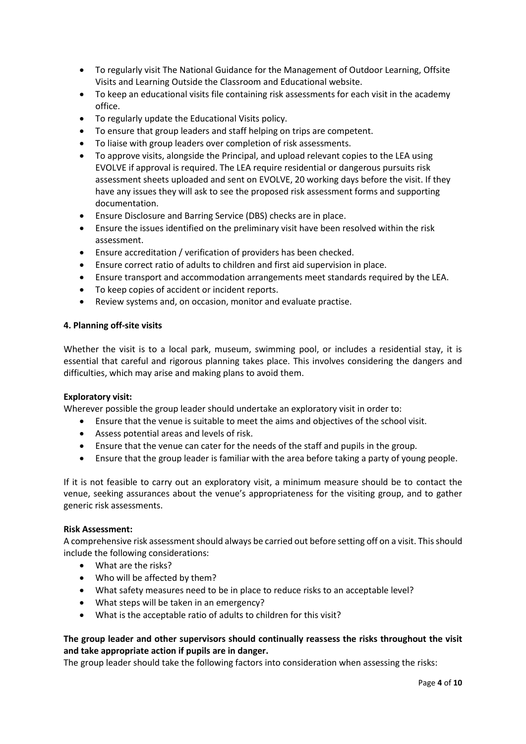- To regularly visit The National Guidance for the Management of Outdoor Learning, Offsite Visits and Learning Outside the Classroom and Educational website.
- To keep an educational visits file containing risk assessments for each visit in the academy office.
- To regularly update the Educational Visits policy.
- To ensure that group leaders and staff helping on trips are competent.
- To liaise with group leaders over completion of risk assessments.
- To approve visits, alongside the Principal, and upload relevant copies to the LEA using EVOLVE if approval is required. The LEA require residential or dangerous pursuits risk assessment sheets uploaded and sent on EVOLVE, 20 working days before the visit. If they have any issues they will ask to see the proposed risk assessment forms and supporting documentation.
- Ensure Disclosure and Barring Service (DBS) checks are in place.
- Ensure the issues identified on the preliminary visit have been resolved within the risk assessment.
- Ensure accreditation / verification of providers has been checked.
- Ensure correct ratio of adults to children and first aid supervision in place.
- Ensure transport and accommodation arrangements meet standards required by the LEA.
- To keep copies of accident or incident reports.
- Review systems and, on occasion, monitor and evaluate practise.

#### 4. Planning off-site visits

Whether the visit is to a local park, museum, swimming pool, or includes a residential stay, it is essential that careful and rigorous planning takes place. This involves considering the dangers and difficulties, which may arise and making plans to avoid them.

**Exploratory visit:**
Wherever possible the group leader should undertake an exploratory visit in order to:

- Ensure that the venue is suitable to meet the aims and objectives of the school visit.
- Assess potential areas and levels of risk.
- Ensure that the venue can cater for the needs of the staff and pupils in the group.
- Ensure that the group leader is familiar with the area before taking a party of young people.

If it is not feasible to carry out an exploratory visit, a minimum measure should be to contact the venue, seeking assurances about the venue's appropriateness for the visiting group, and to gather generic risk assessments.

**Risk Assessment:**
A comprehensive risk assessment should always be carried out before setting off on a visit. This should include the following considerations:

- What are the risks?
- Who will be affected by them?
- What safety measures need to be in place to reduce risks to an acceptable level?
- What steps will be taken in an emergency?
- What is the acceptable ratio of adults to children for this visit?

**The group leader and other supervisors should continually reassess the risks throughout the visit and take appropriate action if pupils are in danger.**
The group leader should take the following factors into consideration when assessing the risks: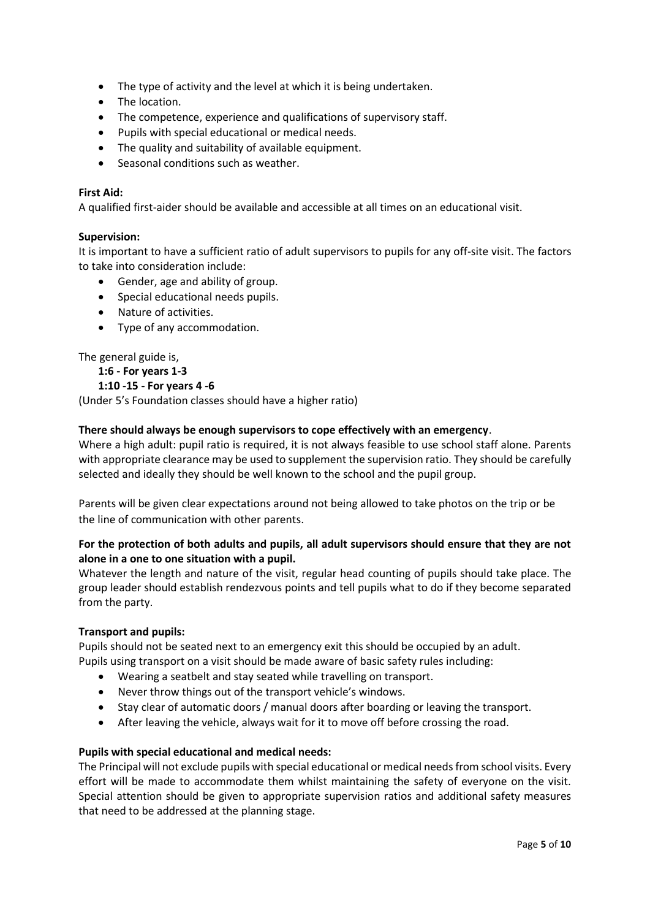- The type of activity and the level at which it is being undertaken.
- The location.
- The competence, experience and qualifications of supervisory staff.
- Pupils with special educational or medical needs.
- The quality and suitability of available equipment.
- Seasonal conditions such as weather.

**First Aid:**
A qualified first-aider should be available and accessible at all times on an educational visit.

**Supervision:**
It is important to have a sufficient ratio of adult supervisors to pupils for any off-site visit. The factors to take into consideration include:

- Gender, age and ability of group.
- Special educational needs pupils.
- Nature of activities.
- Type of any accommodation.

The general guide is,

**1:6 - For years 1-3**
**1:10 -15 - For years 4 -6**

(Under 5's Foundation classes should have a higher ratio)

**There should always be enough supervisors to cope effectively with an emergency**.
Where a high adult: pupil ratio is required, it is not always feasible to use school staff alone. Parents with appropriate clearance may be used to supplement the supervision ratio. They should be carefully selected and ideally they should be well known to the school and the pupil group.

Parents will be given clear expectations around not being allowed to take photos on the trip or be the line of communication with other parents.

**For the protection of both adults and pupils, all adult supervisors should ensure that they are not alone in a one to one situation with a pupil.**
Whatever the length and nature of the visit, regular head counting of pupils should take place. The group leader should establish rendezvous points and tell pupils what to do if they become separated from the party.

**Transport and pupils:**
Pupils should not be seated next to an emergency exit this should be occupied by an adult.
Pupils using transport on a visit should be made aware of basic safety rules including:

- Wearing a seatbelt and stay seated while travelling on transport.
- Never throw things out of the transport vehicle's windows.
- Stay clear of automatic doors / manual doors after boarding or leaving the transport.
- After leaving the vehicle, always wait for it to move off before crossing the road.

**Pupils with special educational and medical needs:**
The Principal will not exclude pupils with special educational or medical needs from school visits. Every effort will be made to accommodate them whilst maintaining the safety of everyone on the visit. Special attention should be given to appropriate supervision ratios and additional safety measures that need to be addressed at the planning stage.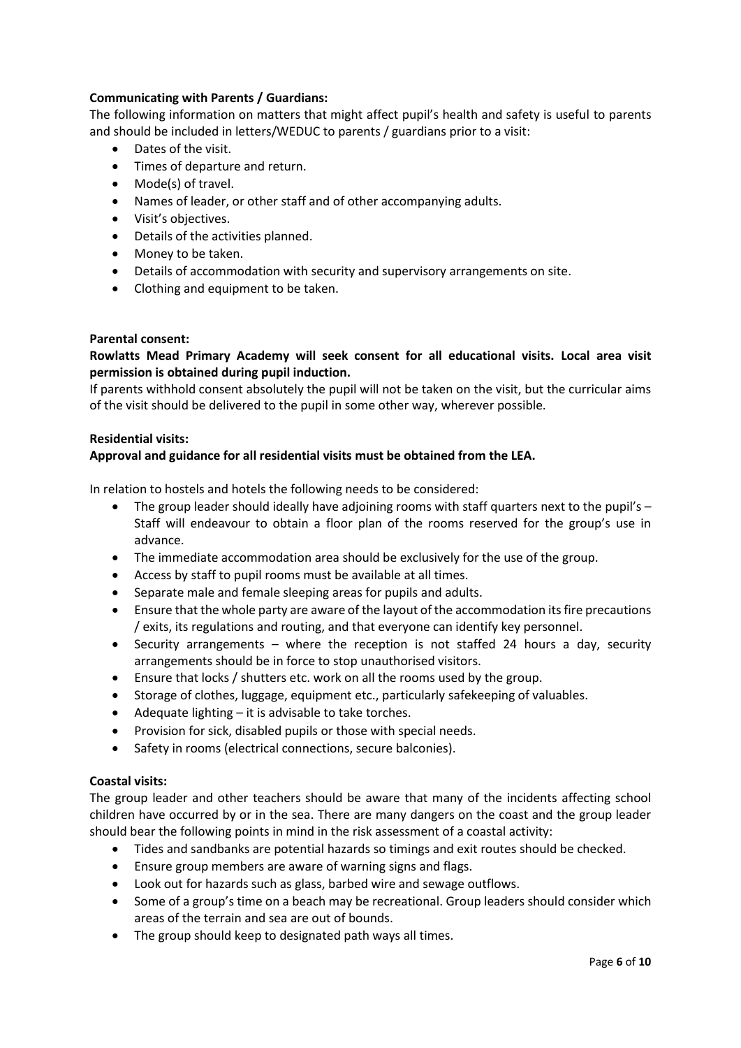**Communicating with Parents / Guardians:**

The following information on matters that might affect pupil's health and safety is useful to parents and should be included in letters/WEDUC to parents / guardians prior to a visit:

- Dates of the visit.
- Times of departure and return.
- Mode(s) of travel.
- Names of leader, or other staff and of other accompanying adults.
- Visit's objectives.
- Details of the activities planned.
- Money to be taken.
- Details of accommodation with security and supervisory arrangements on site.
- Clothing and equipment to be taken.

**Parental consent:**

**Rowlatts Mead Primary Academy will seek consent for all educational visits. Local area visit permission is obtained during pupil induction.**

If parents withhold consent absolutely the pupil will not be taken on the visit, but the curricular aims of the visit should be delivered to the pupil in some other way, wherever possible.

**Residential visits:**

**Approval and guidance for all residential visits must be obtained from the LEA.**

In relation to hostels and hotels the following needs to be considered:

- The group leader should ideally have adjoining rooms with staff quarters next to the pupil's – Staff will endeavour to obtain a floor plan of the rooms reserved for the group's use in advance.
- The immediate accommodation area should be exclusively for the use of the group.
- Access by staff to pupil rooms must be available at all times.
- Separate male and female sleeping areas for pupils and adults.
- Ensure that the whole party are aware of the layout of the accommodation its fire precautions / exits, its regulations and routing, and that everyone can identify key personnel.
- Security arrangements – where the reception is not staffed 24 hours a day, security arrangements should be in force to stop unauthorised visitors.
- Ensure that locks / shutters etc. work on all the rooms used by the group.
- Storage of clothes, luggage, equipment etc., particularly safekeeping of valuables.
- Adequate lighting – it is advisable to take torches.
- Provision for sick, disabled pupils or those with special needs.
- Safety in rooms (electrical connections, secure balconies).

**Coastal visits:**

The group leader and other teachers should be aware that many of the incidents affecting school children have occurred by or in the sea. There are many dangers on the coast and the group leader should bear the following points in mind in the risk assessment of a coastal activity:

- Tides and sandbanks are potential hazards so timings and exit routes should be checked.
- Ensure group members are aware of warning signs and flags.
- Look out for hazards such as glass, barbed wire and sewage outflows.
- Some of a group's time on a beach may be recreational. Group leaders should consider which areas of the terrain and sea are out of bounds.
- The group should keep to designated path ways all times.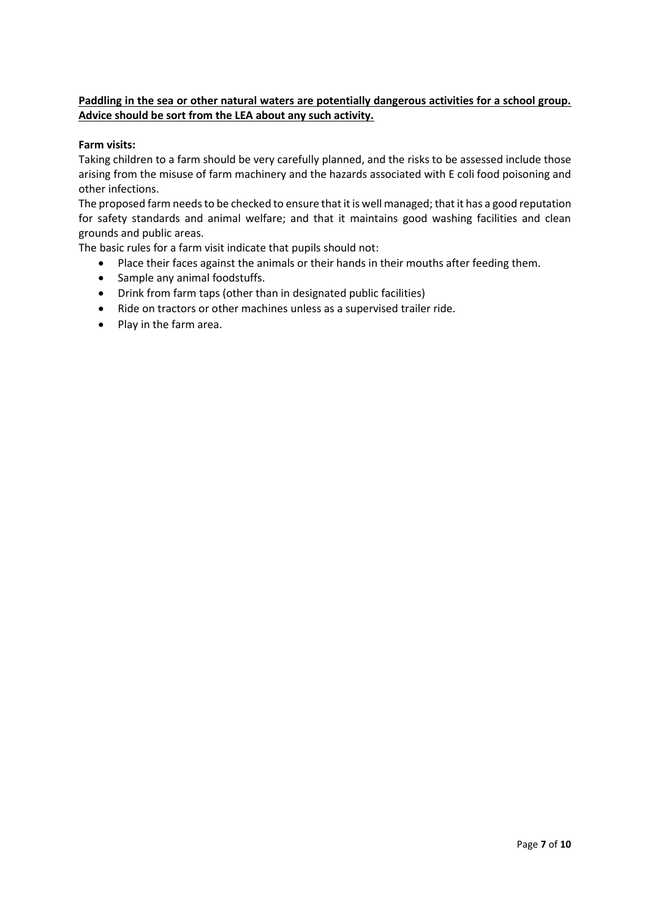**Paddling in the sea or other natural waters are potentially dangerous activities for a school group. Advice should be sort from the LEA about any such activity.**

**Farm visits:**

Taking children to a farm should be very carefully planned, and the risks to be assessed include those arising from the misuse of farm machinery and the hazards associated with E coli food poisoning and other infections.

The proposed farm needs to be checked to ensure that it is well managed; that it has a good reputation for safety standards and animal welfare; and that it maintains good washing facilities and clean grounds and public areas.

The basic rules for a farm visit indicate that pupils should not:

- Place their faces against the animals or their hands in their mouths after feeding them.
- Sample any animal foodstuffs.
- Drink from farm taps (other than in designated public facilities)
- Ride on tractors or other machines unless as a supervised trailer ride.
- Play in the farm area.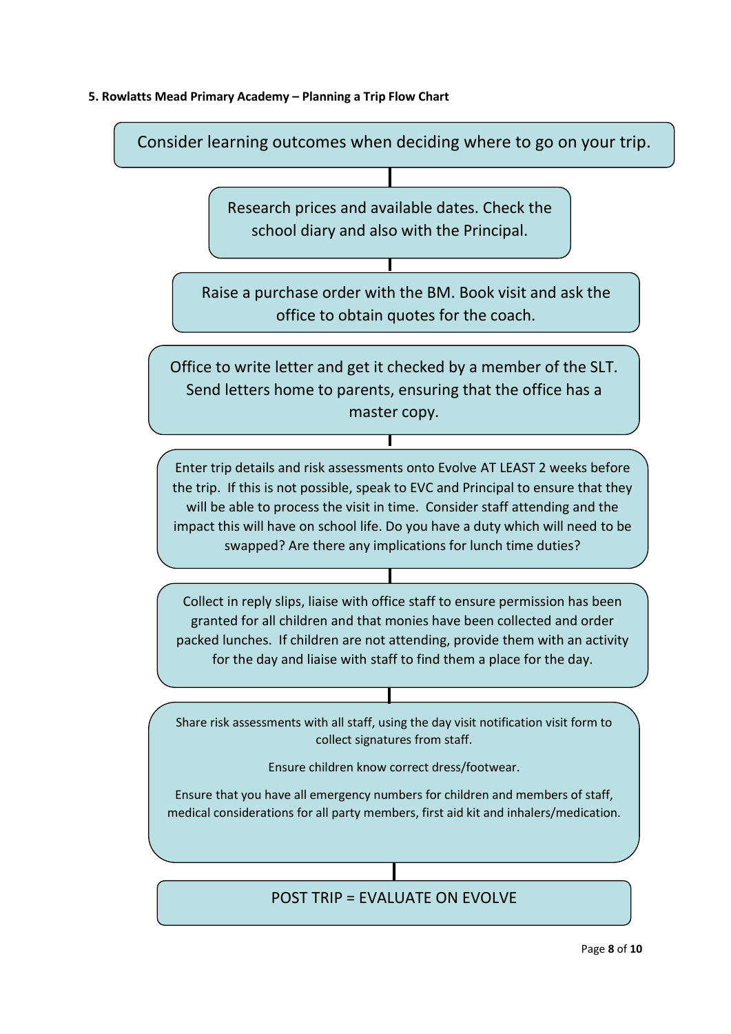**5. Rowlatts Mead Primary Academy – Planning a Trip Flow Chart**

Consider learning outcomes when deciding where to go on your trip.

Research prices and available dates. Check the school diary and also with the Principal.

Raise a purchase order with the BM. Book visit and ask the office to obtain quotes for the coach.

Office to write letter and get it checked by a member of the SLT. Send letters home to parents, ensuring that the office has a master copy.

Enter trip details and risk assessments onto Evolve AT LEAST 2 weeks before the trip. If this is not possible, speak to EVC and Principal to ensure that they will be able to process the visit in time. Consider staff attending and the impact this will have on school life. Do you have a duty which will need to be swapped? Are there any implications for lunch time duties?

Collect in reply slips, liaise with office staff to ensure permission has been granted for all children and that monies have been collected and order packed lunches. If children are not attending, provide them with an activity for the day and liaise with staff to find them a place for the day.

Share risk assessments with all staff, using the day visit notification visit form to collect signatures from staff.

Ensure children know correct dress/footwear.

Ensure that you have all emergency numbers for children and members of staff, medical considerations for all party members, first aid kit and inhalers/medication.

POST TRIP = EVALUATE ON EVOLVE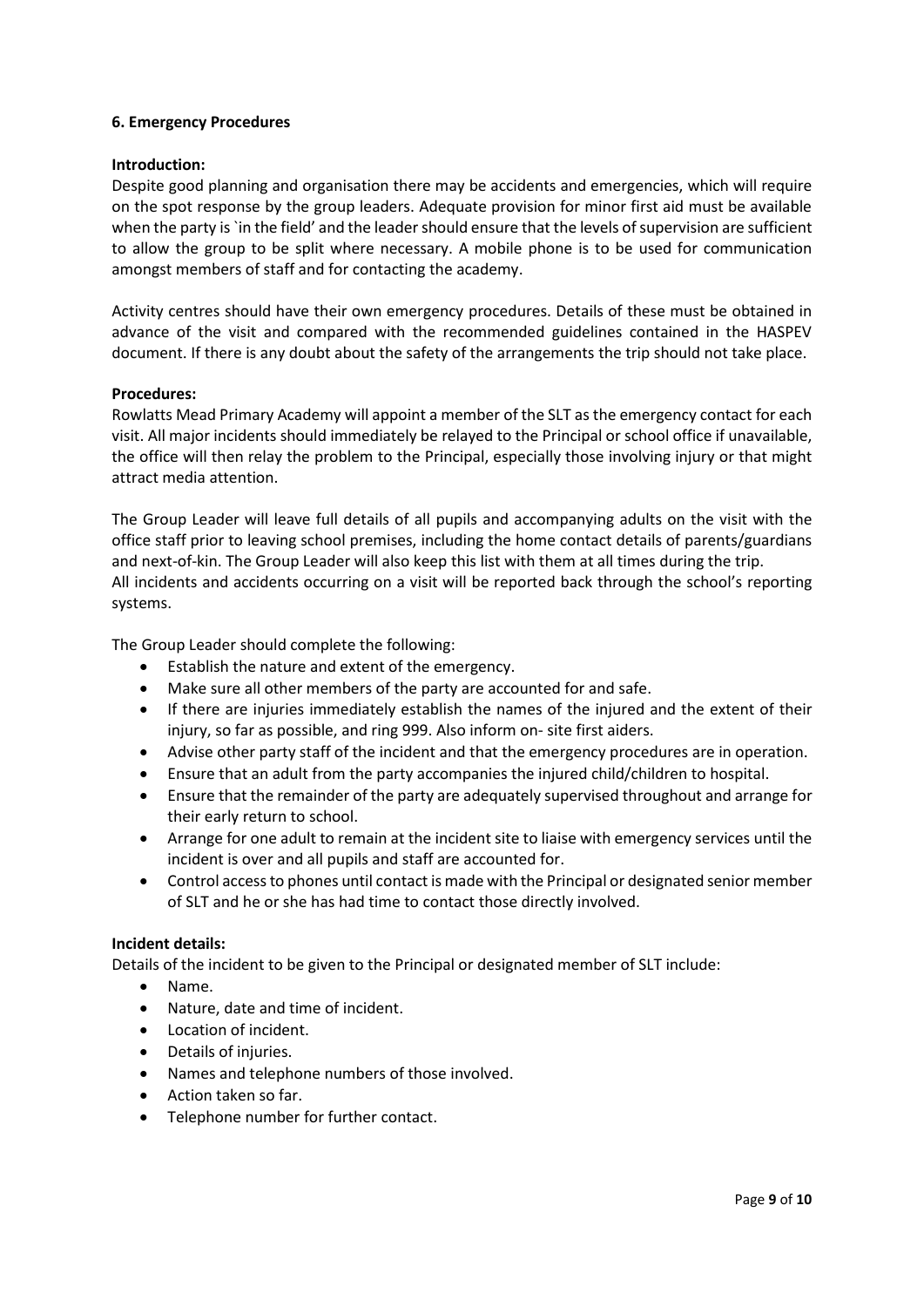## 6. Emergency Procedures

**Introduction:**

Despite good planning and organisation there may be accidents and emergencies, which will require on the spot response by the group leaders. Adequate provision for minor first aid must be available when the party is `in the field' and the leader should ensure that the levels of supervision are sufficient to allow the group to be split where necessary. A mobile phone is to be used for communication amongst members of staff and for contacting the academy.

Activity centres should have their own emergency procedures. Details of these must be obtained in advance of the visit and compared with the recommended guidelines contained in the HASPEV document. If there is any doubt about the safety of the arrangements the trip should not take place.

**Procedures:**

Rowlatts Mead Primary Academy will appoint a member of the SLT as the emergency contact for each visit. All major incidents should immediately be relayed to the Principal or school office if unavailable, the office will then relay the problem to the Principal, especially those involving injury or that might attract media attention.

The Group Leader will leave full details of all pupils and accompanying adults on the visit with the office staff prior to leaving school premises, including the home contact details of parents/guardians and next-of-kin. The Group Leader will also keep this list with them at all times during the trip.
All incidents and accidents occurring on a visit will be reported back through the school's reporting systems.

The Group Leader should complete the following:

- Establish the nature and extent of the emergency.
- Make sure all other members of the party are accounted for and safe.
- If there are injuries immediately establish the names of the injured and the extent of their injury, so far as possible, and ring 999. Also inform on- site first aiders.
- Advise other party staff of the incident and that the emergency procedures are in operation.
- Ensure that an adult from the party accompanies the injured child/children to hospital.
- Ensure that the remainder of the party are adequately supervised throughout and arrange for their early return to school.
- Arrange for one adult to remain at the incident site to liaise with emergency services until the incident is over and all pupils and staff are accounted for.
- Control access to phones until contact is made with the Principal or designated senior member of SLT and he or she has had time to contact those directly involved.

**Incident details:**

Details of the incident to be given to the Principal or designated member of SLT include:

- Name.
- Nature, date and time of incident.
- Location of incident.
- Details of injuries.
- Names and telephone numbers of those involved.
- Action taken so far.
- Telephone number for further contact.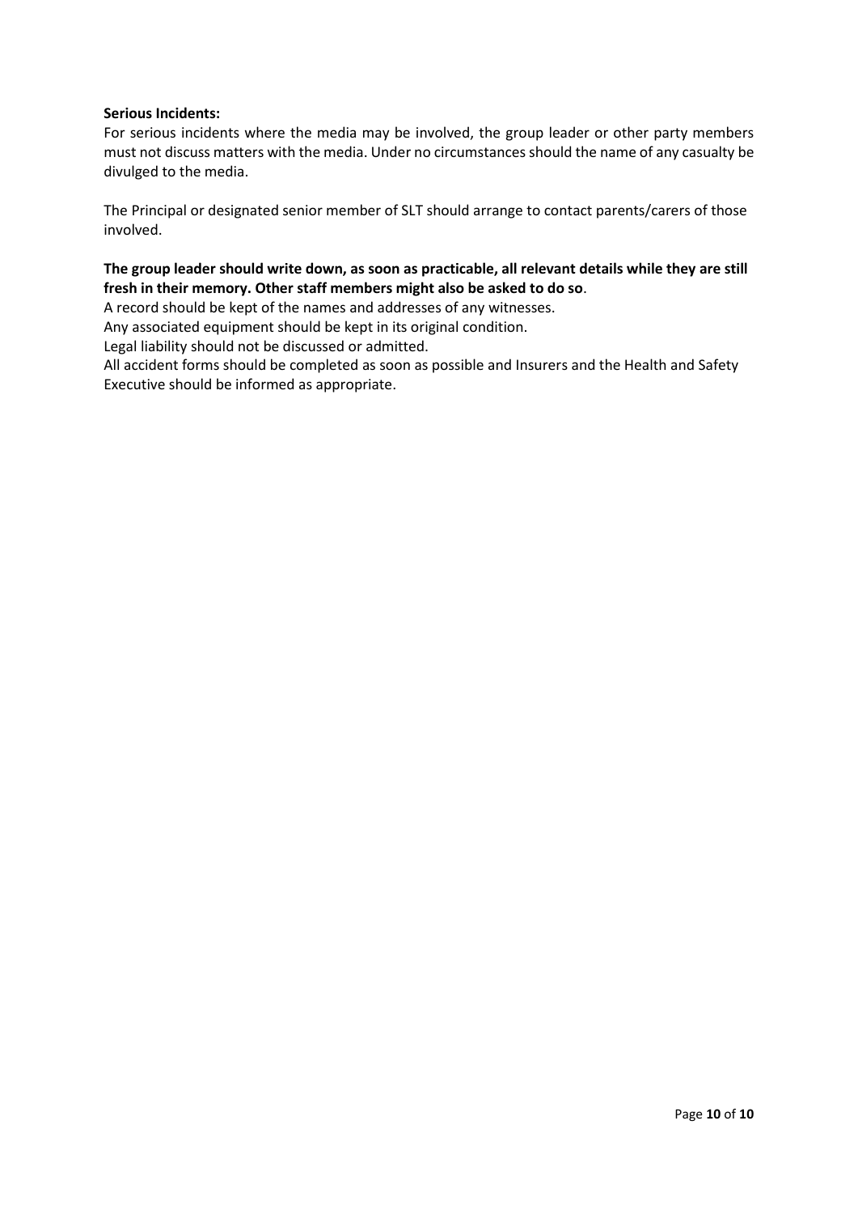**Serious Incidents:**

For serious incidents where the media may be involved, the group leader or other party members must not discuss matters with the media. Under no circumstances should the name of any casualty be divulged to the media.

The Principal or designated senior member of SLT should arrange to contact parents/carers of those involved.

**The group leader should write down, as soon as practicable, all relevant details while they are still fresh in their memory. Other staff members might also be asked to do so**.

A record should be kept of the names and addresses of any witnesses.

Any associated equipment should be kept in its original condition.

Legal liability should not be discussed or admitted.

All accident forms should be completed as soon as possible and Insurers and the Health and Safety Executive should be informed as appropriate.